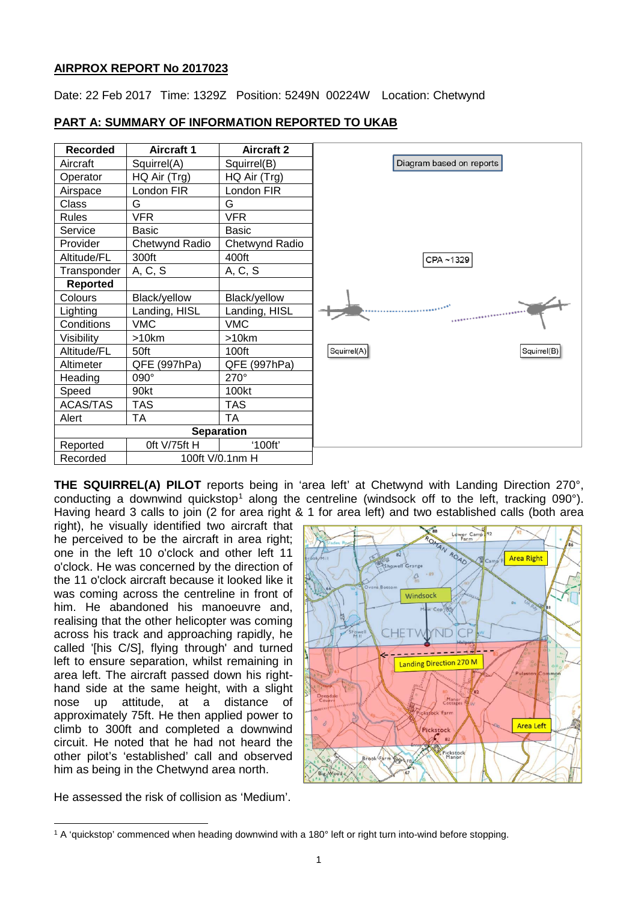# AIRPROX REPORT No 2017023

Date: 22 Feb 2017 Time: 1329Z Position: 5249N 00224W Location: Chetwynd

## PART A: SUMMARY OF INFORMATION REPORTED TO UKAB

| Recorded | Aircraft 1 | Aircraft 2 |
|---|---|---|
| Aircraft | Squirrel(A) | Squirrel(B) |
| Operator | HQ Air (Trg) | HQ Air (Trg) |
| Airspace | London FIR | London FIR |
| Class | G | G |
| Rules | VFR | VFR |
| Service | Basic | Basic |
| Provider | Chetwynd Radio | Chetwynd Radio |
| Altitude/FL | 300ft | 400ft |
| Transponder | A, C, S | A, C, S |
| **Reported** | | |
| Colours | Black/yellow | Black/yellow |
| Lighting | Landing, HISL | Landing, HISL |
| Conditions | VMC | VMC |
| Visibility | >10km | >10km |
| Altitude/FL | 50ft | 100ft |
| Altimeter | QFE (997hPa) | QFE (997hPa) |
| Heading | 090° | 270° |
| Speed | 90kt | 100kt |
| ACAS/TAS | TAS | TAS |
| Alert | TA | TA |
| **Separation** | | |
| Reported | 0ft V/75ft H | '100ft' |
| Recorded | 100ft V/0.1nm H | |

Diagram based on reports

CPA ~1329

Squirrel(A) Squirrel(B)

**THE SQUIRREL(A) PILOT** reports being in 'area left' at Chetwynd with Landing Direction 270°, conducting a downwind quickstop[1] along the centreline (windsock off to the left, tracking 090°). Having heard 3 calls to join (2 for area right & 1 for area left) and two established calls (both area right), he visually identified two aircraft that he perceived to be the aircraft in area right; one in the left 10 o'clock and other left 11 o'clock. He was concerned by the direction of the 11 o'clock aircraft because it looked like it was coming across the centreline in front of him. He abandoned his manoeuvre and, realising that the other helicopter was coming across his track and approaching rapidly, he called '[his C/S], flying through' and turned left to ensure separation, whilst remaining in area left. The aircraft passed down his right-hand side at the same height, with a slight nose up attitude, at a distance of approximately 75ft. He then applied power to climb to 300ft and completed a downwind circuit. He noted that he had not heard the other pilot's 'established' call and observed him as being in the Chetwynd area north.

Area Right

Windsock

Landing Direction 270 M

Area Left

He assessed the risk of collision as 'Medium'.

[1] A 'quickstop' commenced when heading downwind with a 180° left or right turn into-wind before stopping.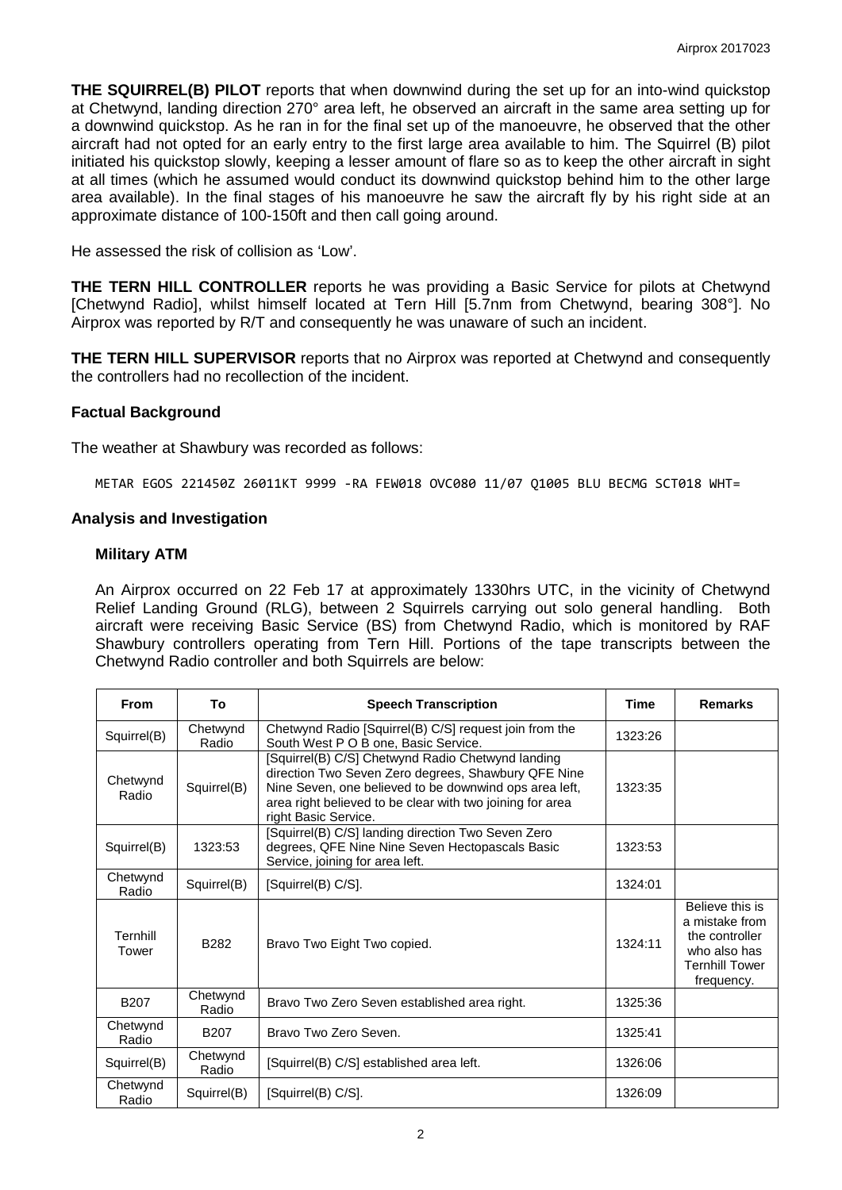**THE SQUIRREL(B) PILOT** reports that when downwind during the set up for an into-wind quickstop at Chetwynd, landing direction 270° area left, he observed an aircraft in the same area setting up for a downwind quickstop. As he ran in for the final set up of the manoeuvre, he observed that the other aircraft had not opted for an early entry to the first large area available to him. The Squirrel (B) pilot initiated his quickstop slowly, keeping a lesser amount of flare so as to keep the other aircraft in sight at all times (which he assumed would conduct its downwind quickstop behind him to the other large area available). In the final stages of his manoeuvre he saw the aircraft fly by his right side at an approximate distance of 100-150ft and then call going around.

He assessed the risk of collision as 'Low'.

**THE TERN HILL CONTROLLER** reports he was providing a Basic Service for pilots at Chetwynd [Chetwynd Radio], whilst himself located at Tern Hill [5.7nm from Chetwynd, bearing 308°]. No Airprox was reported by R/T and consequently he was unaware of such an incident.

**THE TERN HILL SUPERVISOR** reports that no Airprox was reported at Chetwynd and consequently the controllers had no recollection of the incident.

## Factual Background

The weather at Shawbury was recorded as follows:

```
METAR EGOS 221450Z 26011KT 9999 -RA FEW018 OVC080 11/07 Q1005 BLU BECMG SCT018 WHT=
```

## Analysis and Investigation

### Military ATM

An Airprox occurred on 22 Feb 17 at approximately 1330hrs UTC, in the vicinity of Chetwynd Relief Landing Ground (RLG), between 2 Squirrels carrying out solo general handling. Both aircraft were receiving Basic Service (BS) from Chetwynd Radio, which is monitored by RAF Shawbury controllers operating from Tern Hill. Portions of the tape transcripts between the Chetwynd Radio controller and both Squirrels are below:

| From | To | Speech Transcription | Time | Remarks |
|---|---|---|---|---|
| Squirrel(B) | Chetwynd Radio | Chetwynd Radio [Squirrel(B) C/S] request join from the South West P O B one, Basic Service. | 1323:26 | |
| Chetwynd Radio | Squirrel(B) | [Squirrel(B) C/S] Chetwynd Radio Chetwynd landing direction Two Seven Zero degrees, Shawbury QFE Nine Nine Seven, one believed to be downwind ops area left, area right believed to be clear with two joining for area right Basic Service. | 1323:35 | |
| Squirrel(B) | 1323:53 | [Squirrel(B) C/S] landing direction Two Seven Zero degrees, QFE Nine Nine Seven Hectopascals Basic Service, joining for area left. | 1323:53 | |
| Chetwynd Radio | Squirrel(B) | [Squirrel(B) C/S]. | 1324:01 | |
| Ternhill Tower | B282 | Bravo Two Eight Two copied. | 1324:11 | Believe this is a mistake from the controller who also has Ternhill Tower frequency. |
| B207 | Chetwynd Radio | Bravo Two Zero Seven established area right. | 1325:36 | |
| Chetwynd Radio | B207 | Bravo Two Zero Seven. | 1325:41 | |
| Squirrel(B) | Chetwynd Radio | [Squirrel(B) C/S] established area left. | 1326:06 | |
| Chetwynd Radio | Squirrel(B) | [Squirrel(B) C/S]. | 1326:09 | |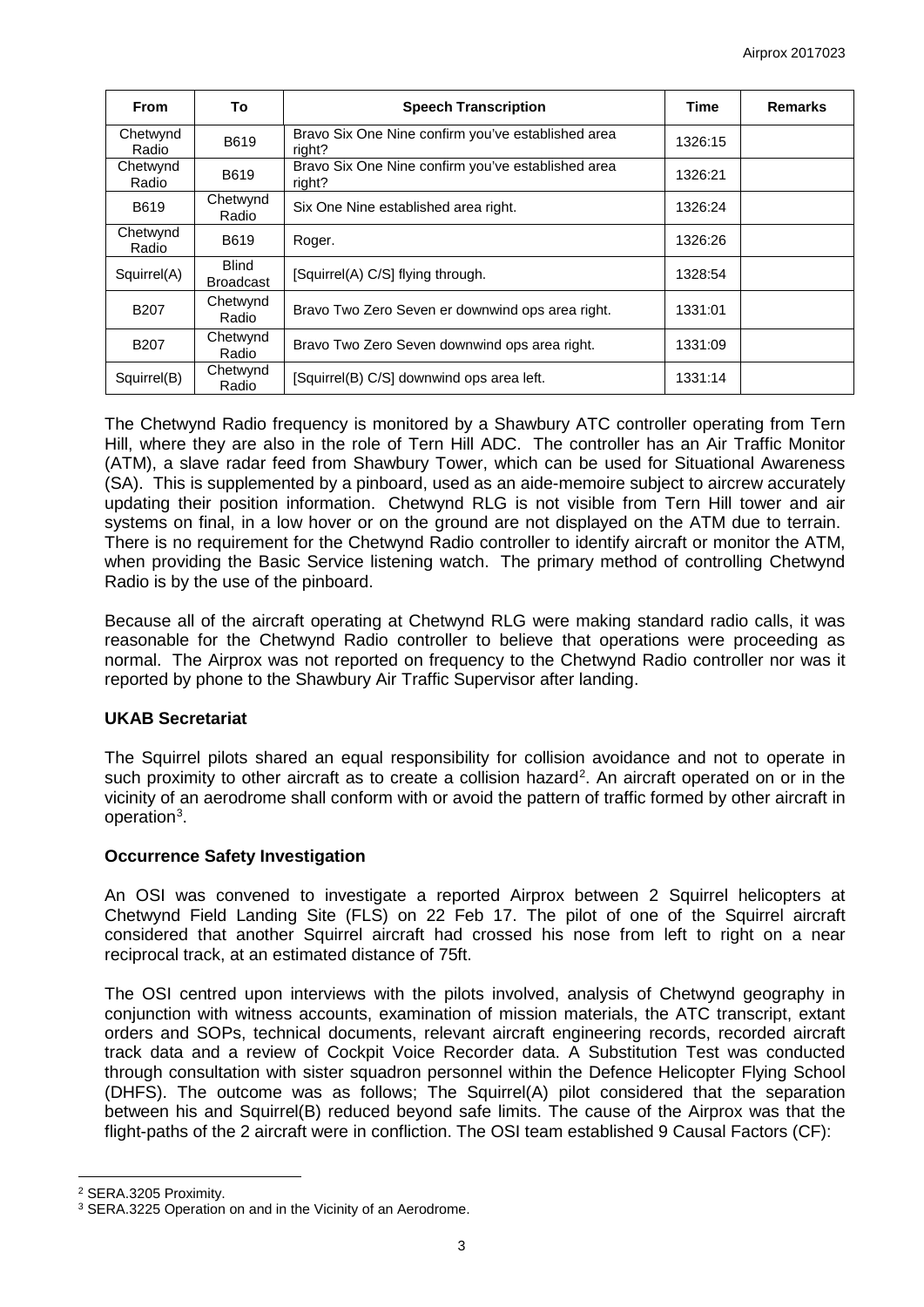| From | To | Speech Transcription | Time | Remarks |
|---|---|---|---|---|
| Chetwynd Radio | B619 | Bravo Six One Nine confirm you've established area right? | 1326:15 | |
| Chetwynd Radio | B619 | Bravo Six One Nine confirm you've established area right? | 1326:21 | |
| B619 | Chetwynd Radio | Six One Nine established area right. | 1326:24 | |
| Chetwynd Radio | B619 | Roger. | 1326:26 | |
| Squirrel(A) | Blind Broadcast | [Squirrel(A) C/S] flying through. | 1328:54 | |
| B207 | Chetwynd Radio | Bravo Two Zero Seven er downwind ops area right. | 1331:01 | |
| B207 | Chetwynd Radio | Bravo Two Zero Seven downwind ops area right. | 1331:09 | |
| Squirrel(B) | Chetwynd Radio | [Squirrel(B) C/S] downwind ops area left. | 1331:14 | |

The Chetwynd Radio frequency is monitored by a Shawbury ATC controller operating from Tern Hill, where they are also in the role of Tern Hill ADC. The controller has an Air Traffic Monitor (ATM), a slave radar feed from Shawbury Tower, which can be used for Situational Awareness (SA). This is supplemented by a pinboard, used as an aide-memoire subject to aircrew accurately updating their position information. Chetwynd RLG is not visible from Tern Hill tower and air systems on final, in a low hover or on the ground are not displayed on the ATM due to terrain. There is no requirement for the Chetwynd Radio controller to identify aircraft or monitor the ATM, when providing the Basic Service listening watch. The primary method of controlling Chetwynd Radio is by the use of the pinboard.

Because all of the aircraft operating at Chetwynd RLG were making standard radio calls, it was reasonable for the Chetwynd Radio controller to believe that operations were proceeding as normal. The Airprox was not reported on frequency to the Chetwynd Radio controller nor was it reported by phone to the Shawbury Air Traffic Supervisor after landing.

### UKAB Secretariat

The Squirrel pilots shared an equal responsibility for collision avoidance and not to operate in such proximity to other aircraft as to create a collision hazard[2]. An aircraft operated on or in the vicinity of an aerodrome shall conform with or avoid the pattern of traffic formed by other aircraft in operation[3].

### Occurrence Safety Investigation

An OSI was convened to investigate a reported Airprox between 2 Squirrel helicopters at Chetwynd Field Landing Site (FLS) on 22 Feb 17. The pilot of one of the Squirrel aircraft considered that another Squirrel aircraft had crossed his nose from left to right on a near reciprocal track, at an estimated distance of 75ft.

The OSI centred upon interviews with the pilots involved, analysis of Chetwynd geography in conjunction with witness accounts, examination of mission materials, the ATC transcript, extant orders and SOPs, technical documents, relevant aircraft engineering records, recorded aircraft track data and a review of Cockpit Voice Recorder data. A Substitution Test was conducted through consultation with sister squadron personnel within the Defence Helicopter Flying School (DHFS). The outcome was as follows; The Squirrel(A) pilot considered that the separation between his and Squirrel(B) reduced beyond safe limits. The cause of the Airprox was that the flight-paths of the 2 aircraft were in confliction. The OSI team established 9 Causal Factors (CF):

[2] SERA.3205 Proximity.
[3] SERA.3225 Operation on and in the Vicinity of an Aerodrome.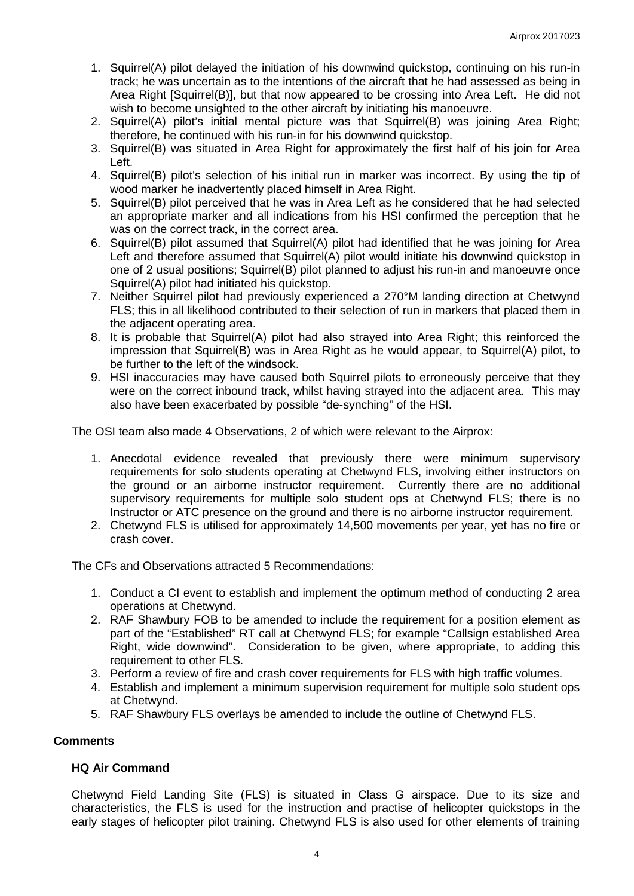1. Squirrel(A) pilot delayed the initiation of his downwind quickstop, continuing on his run-in track; he was uncertain as to the intentions of the aircraft that he had assessed as being in Area Right [Squirrel(B)], but that now appeared to be crossing into Area Left. He did not wish to become unsighted to the other aircraft by initiating his manoeuvre.
2. Squirrel(A) pilot's initial mental picture was that Squirrel(B) was joining Area Right; therefore, he continued with his run-in for his downwind quickstop.
3. Squirrel(B) was situated in Area Right for approximately the first half of his join for Area Left.
4. Squirrel(B) pilot's selection of his initial run in marker was incorrect. By using the tip of wood marker he inadvertently placed himself in Area Right.
5. Squirrel(B) pilot perceived that he was in Area Left as he considered that he had selected an appropriate marker and all indications from his HSI confirmed the perception that he was on the correct track, in the correct area.
6. Squirrel(B) pilot assumed that Squirrel(A) pilot had identified that he was joining for Area Left and therefore assumed that Squirrel(A) pilot would initiate his downwind quickstop in one of 2 usual positions; Squirrel(B) pilot planned to adjust his run-in and manoeuvre once Squirrel(A) pilot had initiated his quickstop.
7. Neither Squirrel pilot had previously experienced a 270°M landing direction at Chetwynd FLS; this in all likelihood contributed to their selection of run in markers that placed them in the adjacent operating area.
8. It is probable that Squirrel(A) pilot had also strayed into Area Right; this reinforced the impression that Squirrel(B) was in Area Right as he would appear, to Squirrel(A) pilot, to be further to the left of the windsock.
9. HSI inaccuracies may have caused both Squirrel pilots to erroneously perceive that they were on the correct inbound track, whilst having strayed into the adjacent area. This may also have been exacerbated by possible "de-synching" of the HSI.

The OSI team also made 4 Observations, 2 of which were relevant to the Airprox:

1. Anecdotal evidence revealed that previously there were minimum supervisory requirements for solo students operating at Chetwynd FLS, involving either instructors on the ground or an airborne instructor requirement. Currently there are no additional supervisory requirements for multiple solo student ops at Chetwynd FLS; there is no Instructor or ATC presence on the ground and there is no airborne instructor requirement.
2. Chetwynd FLS is utilised for approximately 14,500 movements per year, yet has no fire or crash cover.

The CFs and Observations attracted 5 Recommendations:

1. Conduct a CI event to establish and implement the optimum method of conducting 2 area operations at Chetwynd.
2. RAF Shawbury FOB to be amended to include the requirement for a position element as part of the "Established" RT call at Chetwynd FLS; for example "Callsign established Area Right, wide downwind". Consideration to be given, where appropriate, to adding this requirement to other FLS.
3. Perform a review of fire and crash cover requirements for FLS with high traffic volumes.
4. Establish and implement a minimum supervision requirement for multiple solo student ops at Chetwynd.
5. RAF Shawbury FLS overlays be amended to include the outline of Chetwynd FLS.

## Comments

### HQ Air Command

Chetwynd Field Landing Site (FLS) is situated in Class G airspace. Due to its size and characteristics, the FLS is used for the instruction and practise of helicopter quickstops in the early stages of helicopter pilot training. Chetwynd FLS is also used for other elements of training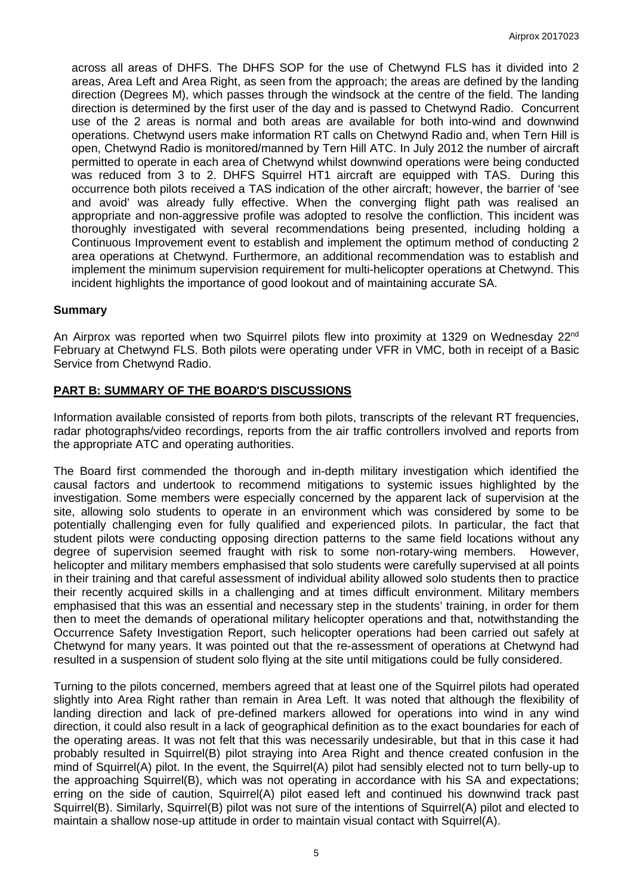across all areas of DHFS. The DHFS SOP for the use of Chetwynd FLS has it divided into 2 areas, Area Left and Area Right, as seen from the approach; the areas are defined by the landing direction (Degrees M), which passes through the windsock at the centre of the field. The landing direction is determined by the first user of the day and is passed to Chetwynd Radio. Concurrent use of the 2 areas is normal and both areas are available for both into-wind and downwind operations. Chetwynd users make information RT calls on Chetwynd Radio and, when Tern Hill is open, Chetwynd Radio is monitored/manned by Tern Hill ATC. In July 2012 the number of aircraft permitted to operate in each area of Chetwynd whilst downwind operations were being conducted was reduced from 3 to 2. DHFS Squirrel HT1 aircraft are equipped with TAS. During this occurrence both pilots received a TAS indication of the other aircraft; however, the barrier of 'see and avoid' was already fully effective. When the converging flight path was realised an appropriate and non-aggressive profile was adopted to resolve the confliction. This incident was thoroughly investigated with several recommendations being presented, including holding a Continuous Improvement event to establish and implement the optimum method of conducting 2 area operations at Chetwynd. Furthermore, an additional recommendation was to establish and implement the minimum supervision requirement for multi-helicopter operations at Chetwynd. This incident highlights the importance of good lookout and of maintaining accurate SA.

## Summary

An Airprox was reported when two Squirrel pilots flew into proximity at 1329 on Wednesday 22nd February at Chetwynd FLS. Both pilots were operating under VFR in VMC, both in receipt of a Basic Service from Chetwynd Radio.

## PART B: SUMMARY OF THE BOARD'S DISCUSSIONS

Information available consisted of reports from both pilots, transcripts of the relevant RT frequencies, radar photographs/video recordings, reports from the air traffic controllers involved and reports from the appropriate ATC and operating authorities.

The Board first commended the thorough and in-depth military investigation which identified the causal factors and undertook to recommend mitigations to systemic issues highlighted by the investigation. Some members were especially concerned by the apparent lack of supervision at the site, allowing solo students to operate in an environment which was considered by some to be potentially challenging even for fully qualified and experienced pilots. In particular, the fact that student pilots were conducting opposing direction patterns to the same field locations without any degree of supervision seemed fraught with risk to some non-rotary-wing members. However, helicopter and military members emphasised that solo students were carefully supervised at all points in their training and that careful assessment of individual ability allowed solo students then to practice their recently acquired skills in a challenging and at times difficult environment. Military members emphasised that this was an essential and necessary step in the students' training, in order for them then to meet the demands of operational military helicopter operations and that, notwithstanding the Occurrence Safety Investigation Report, such helicopter operations had been carried out safely at Chetwynd for many years. It was pointed out that the re-assessment of operations at Chetwynd had resulted in a suspension of student solo flying at the site until mitigations could be fully considered.

Turning to the pilots concerned, members agreed that at least one of the Squirrel pilots had operated slightly into Area Right rather than remain in Area Left. It was noted that although the flexibility of landing direction and lack of pre-defined markers allowed for operations into wind in any wind direction, it could also result in a lack of geographical definition as to the exact boundaries for each of the operating areas. It was not felt that this was necessarily undesirable, but that in this case it had probably resulted in Squirrel(B) pilot straying into Area Right and thence created confusion in the mind of Squirrel(A) pilot. In the event, the Squirrel(A) pilot had sensibly elected not to turn belly-up to the approaching Squirrel(B), which was not operating in accordance with his SA and expectations; erring on the side of caution, Squirrel(A) pilot eased left and continued his downwind track past Squirrel(B). Similarly, Squirrel(B) pilot was not sure of the intentions of Squirrel(A) pilot and elected to maintain a shallow nose-up attitude in order to maintain visual contact with Squirrel(A).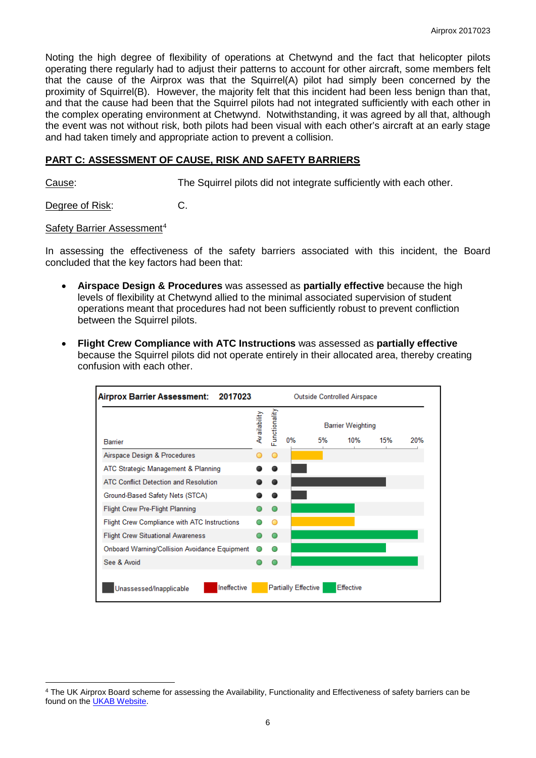Noting the high degree of flexibility of operations at Chetwynd and the fact that helicopter pilots operating there regularly had to adjust their patterns to account for other aircraft, some members felt that the cause of the Airprox was that the Squirrel(A) pilot had simply been concerned by the proximity of Squirrel(B). However, the majority felt that this incident had been less benign than that, and that the cause had been that the Squirrel pilots had not integrated sufficiently with each other in the complex operating environment at Chetwynd. Notwithstanding, it was agreed by all that, although the event was not without risk, both pilots had been visual with each other's aircraft at an early stage and had taken timely and appropriate action to prevent a collision.

## PART C: ASSESSMENT OF CAUSE, RISK AND SAFETY BARRIERS

Cause: The Squirrel pilots did not integrate sufficiently with each other.

Degree of Risk: C.

Safety Barrier Assessment[4]

In assessing the effectiveness of the safety barriers associated with this incident, the Board concluded that the key factors had been that:

- **Airspace Design & Procedures** was assessed as **partially effective** because the high levels of flexibility at Chetwynd allied to the minimal associated supervision of student operations meant that procedures had not been sufficiently robust to prevent confliction between the Squirrel pilots.

- **Flight Crew Compliance with ATC Instructions** was assessed as **partially effective** because the Squirrel pilots did not operate entirely in their allocated area, thereby creating confusion with each other.

Airprox Barrier Assessment: 2017023

Outside Controlled Airspace

Barrier

Availability

Functionality

Barrier Weighting

0% 5% 10% 15% 20%

Airspace Design & Procedures

ATC Strategic Management & Planning

ATC Conflict Detection and Resolution

Ground-Based Safety Nets (STCA)

Flight Crew Pre-Flight Planning

Flight Crew Compliance with ATC Instructions

Flight Crew Situational Awareness

Onboard Warning/Collision Avoidance Equipment

See & Avoid

Unassessed/Inapplicable Ineffective Partially Effective Effective

[4] The UK Airprox Board scheme for assessing the Availability, Functionality and Effectiveness of safety barriers can be found on the UKAB Website.